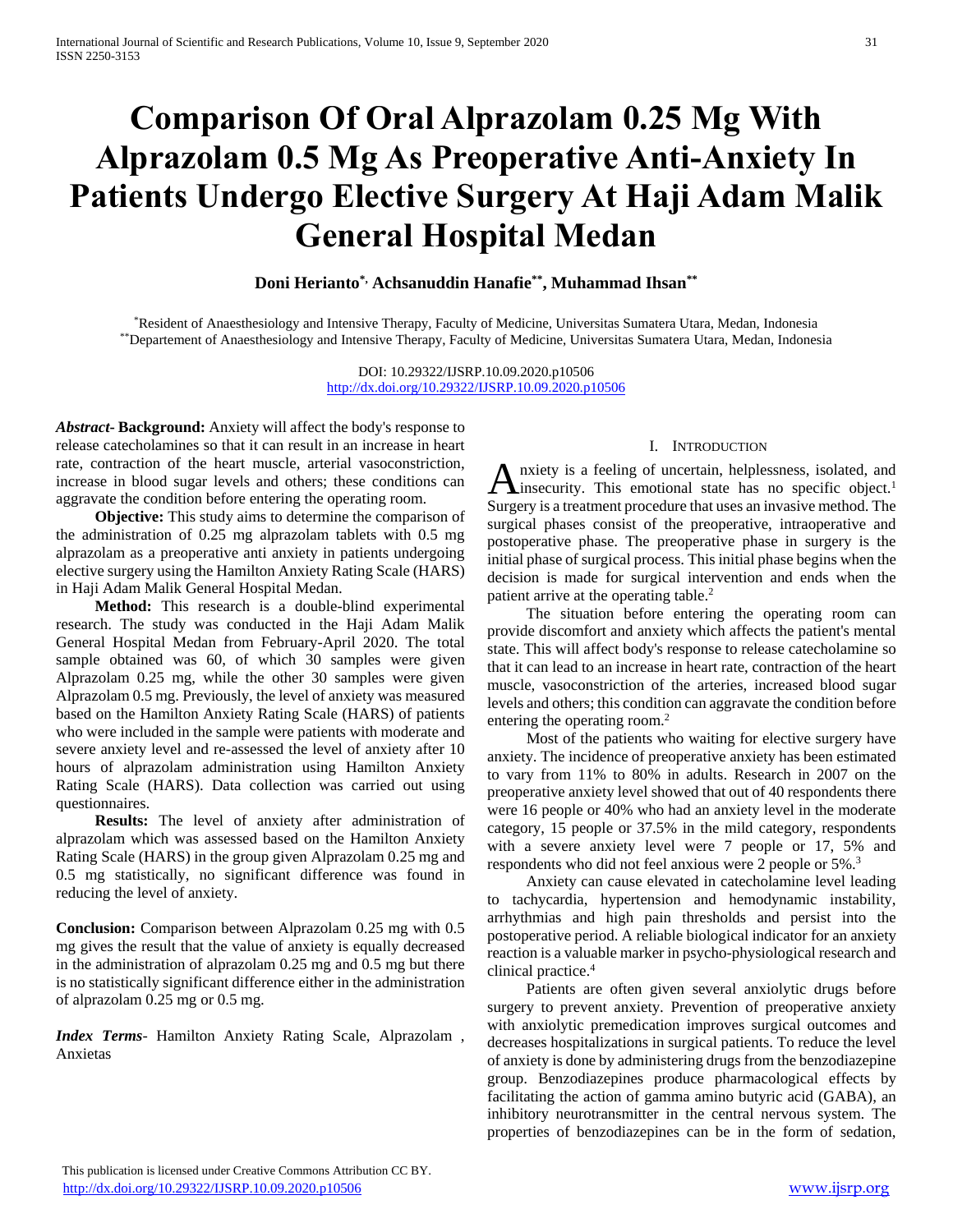# Comparison Of Oral Alprazolam 0.25 Mg With Alprazolam 0.5 Mg As Preoperative Anti-Anxiety In Patients Undergo Elective Surgery At Haji Adam Malik General Hospital Medan

**Doni Herianto[*], Achsanuddin Hanafie[**], Muhammad Ihsan[**]**

[*]Resident of Anaesthesiology and Intensive Therapy, Faculty of Medicine, Universitas Sumatera Utara, Medan, Indonesia
[**]Departement of Anaesthesiology and Intensive Therapy, Faculty of Medicine, Universitas Sumatera Utara, Medan, Indonesia

DOI: 10.29322/IJSRP.10.09.2020.p10506
http://dx.doi.org/10.29322/IJSRP.10.09.2020.p10506

***Abstract*- Background:** Anxiety will affect the body's response to release catecholamines so that it can result in an increase in heart rate, contraction of the heart muscle, arterial vasoconstriction, increase in blood sugar levels and others; these conditions can aggravate the condition before entering the operating room.

**Objective:** This study aims to determine the comparison of the administration of 0.25 mg alprazolam tablets with 0.5 mg alprazolam as a preoperative anti anxiety in patients undergoing elective surgery using the Hamilton Anxiety Rating Scale (HARS) in Haji Adam Malik General Hospital Medan.

**Method:** This research is a double-blind experimental research. The study was conducted in the Haji Adam Malik General Hospital Medan from February-April 2020. The total sample obtained was 60, of which 30 samples were given Alprazolam 0.25 mg, while the other 30 samples were given Alprazolam 0.5 mg. Previously, the level of anxiety was measured based on the Hamilton Anxiety Rating Scale (HARS) of patients who were included in the sample were patients with moderate and severe anxiety level and re-assessed the level of anxiety after 10 hours of alprazolam administration using Hamilton Anxiety Rating Scale (HARS). Data collection was carried out using questionnaires.

**Results:** The level of anxiety after administration of alprazolam which was assessed based on the Hamilton Anxiety Rating Scale (HARS) in the group given Alprazolam 0.25 mg and 0.5 mg statistically, no significant difference was found in reducing the level of anxiety.

**Conclusion:** Comparison between Alprazolam 0.25 mg with 0.5 mg gives the result that the value of anxiety is equally decreased in the administration of alprazolam 0.25 mg and 0.5 mg but there is no statistically significant difference either in the administration of alprazolam 0.25 mg or 0.5 mg.

***Index Terms*-** Hamilton Anxiety Rating Scale, Alprazolam , Anxietas

## I. Introduction

Anxiety is a feeling of uncertain, helplessness, isolated, and insecurity. This emotional state has no specific object.[1] Surgery is a treatment procedure that uses an invasive method. The surgical phases consist of the preoperative, intraoperative and postoperative phase. The preoperative phase in surgery is the initial phase of surgical process. This initial phase begins when the decision is made for surgical intervention and ends when the patient arrive at the operating table.[2]

The situation before entering the operating room can provide discomfort and anxiety which affects the patient's mental state. This will affect body's response to release catecholamine so that it can lead to an increase in heart rate, contraction of the heart muscle, vasoconstriction of the arteries, increased blood sugar levels and others; this condition can aggravate the condition before entering the operating room.[2]

Most of the patients who waiting for elective surgery have anxiety. The incidence of preoperative anxiety has been estimated to vary from 11% to 80% in adults. Research in 2007 on the preoperative anxiety level showed that out of 40 respondents there were 16 people or 40% who had an anxiety level in the moderate category, 15 people or 37.5% in the mild category, respondents with a severe anxiety level were 7 people or 17, 5% and respondents who did not feel anxious were 2 people or 5%.[3]

Anxiety can cause elevated in catecholamine level leading to tachycardia, hypertension and hemodynamic instability, arrhythmias and high pain thresholds and persist into the postoperative period. A reliable biological indicator for an anxiety reaction is a valuable marker in psycho-physiological research and clinical practice.[4]

Patients are often given several anxiolytic drugs before surgery to prevent anxiety. Prevention of preoperative anxiety with anxiolytic premedication improves surgical outcomes and decreases hospitalizations in surgical patients. To reduce the level of anxiety is done by administering drugs from the benzodiazepine group. Benzodiazepines produce pharmacological effects by facilitating the action of gamma amino butyric acid (GABA), an inhibitory neurotransmitter in the central nervous system. The properties of benzodiazepines can be in the form of sedation,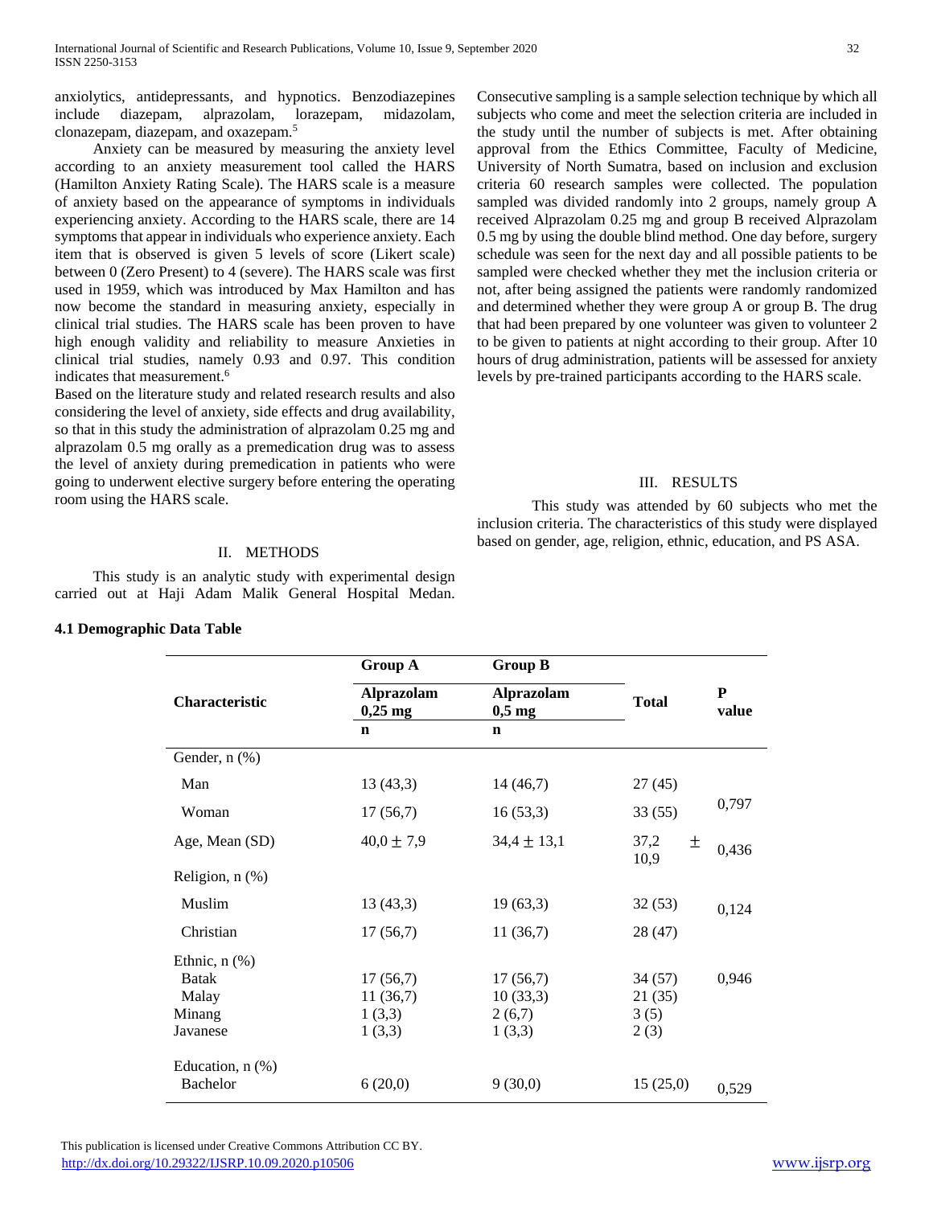anxiolytics, antidepressants, and hypnotics. Benzodiazepines include diazepam, alprazolam, lorazepam, midazolam, clonazepam, diazepam, and oxazepam.[5]

Anxiety can be measured by measuring the anxiety level according to an anxiety measurement tool called the HARS (Hamilton Anxiety Rating Scale). The HARS scale is a measure of anxiety based on the appearance of symptoms in individuals experiencing anxiety. According to the HARS scale, there are 14 symptoms that appear in individuals who experience anxiety. Each item that is observed is given 5 levels of score (Likert scale) between 0 (Zero Present) to 4 (severe). The HARS scale was first used in 1959, which was introduced by Max Hamilton and has now become the standard in measuring anxiety, especially in clinical trial studies. The HARS scale has been proven to have high enough validity and reliability to measure Anxieties in clinical trial studies, namely 0.93 and 0.97. This condition indicates that measurement.[6]

Based on the literature study and related research results and also considering the level of anxiety, side effects and drug availability, so that in this study the administration of alprazolam 0.25 mg and alprazolam 0.5 mg orally as a premedication drug was to assess the level of anxiety during premedication in patients who were going to underwent elective surgery before entering the operating room using the HARS scale.

## II. METHODS

This study is an analytic study with experimental design carried out at Haji Adam Malik General Hospital Medan. Consecutive sampling is a sample selection technique by which all subjects who come and meet the selection criteria are included in the study until the number of subjects is met. After obtaining approval from the Ethics Committee, Faculty of Medicine, University of North Sumatra, based on inclusion and exclusion criteria 60 research samples were collected. The population sampled was divided randomly into 2 groups, namely group A received Alprazolam 0.25 mg and group B received Alprazolam 0.5 mg by using the double blind method. One day before, surgery schedule was seen for the next day and all possible patients to be sampled were checked whether they met the inclusion criteria or not, after being assigned the patients were randomly randomized and determined whether they were group A or group B. The drug that had been prepared by one volunteer was given to volunteer 2 to be given to patients at night according to their group. After 10 hours of drug administration, patients will be assessed for anxiety levels by pre-trained participants according to the HARS scale.

## III. RESULTS

This study was attended by 60 subjects who met the inclusion criteria. The characteristics of this study were displayed based on gender, age, religion, ethnic, education, and PS ASA.

**4.1 Demographic Data Table**

| Characteristic | Group A Alprazolam 0,25 mg n | Group B Alprazolam 0,5 mg n | Total | P value |
|---|---|---|---|---|
| Gender, n (%) | | | | |
| Man | 13 (43,3) | 14 (46,7) | 27 (45) | 0,797 |
| Woman | 17 (56,7) | 16 (53,3) | 33 (55) | |
| Age, Mean (SD) | 40,0 ± 7,9 | 34,4 ± 13,1 | 37,2 ± 10,9 | 0,436 |
| Religion, n (%) | | | | |
| Muslim | 13 (43,3) | 19 (63,3) | 32 (53) | 0,124 |
| Christian | 17 (56,7) | 11 (36,7) | 28 (47) | |
| Ethnic, n (%) | | | | |
| Batak | 17 (56,7) | 17 (56,7) | 34 (57) | 0,946 |
| Malay | 11 (36,7) | 10 (33,3) | 21 (35) | |
| Minang | 1 (3,3) | 2 (6,7) | 3 (5) | |
| Javanese | 1 (3,3) | 1 (3,3) | 2 (3) | |
| Education, n (%) | | | | |
| Bachelor | 6 (20,0) | 9 (30,0) | 15 (25,0) | 0,529 |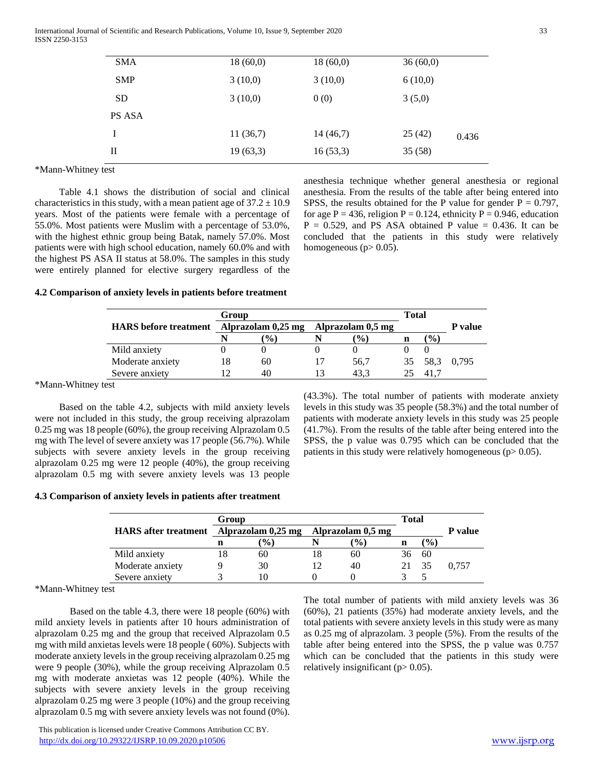| | | | | |
|---|---|---|---|---|
| SMA | 18 (60,0) | 18 (60,0) | 36 (60,0) | |
| SMP | 3 (10,0) | 3 (10,0) | 6 (10,0) | |
| SD | 3 (10,0) | 0 (0) | 3 (5,0) | |
| PS ASA | | | | |
| I | 11 (36,7) | 14 (46,7) | 25 (42) | 0.436 |
| II | 19 (63,3) | 16 (53,3) | 35 (58) | |

*Mann-Whitney test

Table 4.1 shows the distribution of social and clinical characteristics in this study, with a mean patient age of $37.2 \pm 10.9$ years. Most of the patients were female with a percentage of 55.0%. Most patients were Muslim with a percentage of 53.0%, with the highest ethnic group being Batak, namely 57.0%. Most patients were with high school education, namely 60.0% and with the highest PS ASA II status at 58.0%. The samples in this study were entirely planned for elective surgery regardless of the anesthesia technique whether general anesthesia or regional anesthesia. From the results of the table after being entered into SPSS, the results obtained for the P value for gender P = 0.797, for age P = 436, religion P = 0.124, ethnicity P = 0.946, education P = 0.529, and PS ASA obtained P value = 0.436. It can be concluded that the patients in this study were relatively homogeneous (p> 0.05).

### 4.2 Comparison of anxiety levels in patients before treatment

| HARS before treatment | Group | | | | Total | | P value |
|---|---|---|---|---|---|---|---|
| | Alprazolam 0,25 mg | | Alprazolam 0,5 mg | | | | |
| | N | (%) | N | (%) | n | (%) | |
| Mild anxiety | 0 | 0 | 0 | 0 | 0 | 0 | |
| Moderate anxiety | 18 | 60 | 17 | 56,7 | 35 | 58,3 | 0,795 |
| Severe anxiety | 12 | 40 | 13 | 43,3 | 25 | 41,7 | |

*Mann-Whitney test

Based on the table 4.2, subjects with mild anxiety levels were not included in this study, the group receiving alprazolam 0.25 mg was 18 people (60%), the group receiving Alprazolam 0.5 mg with The level of severe anxiety was 17 people (56.7%). While subjects with severe anxiety levels in the group receiving alprazolam 0.25 mg were 12 people (40%), the group receiving alprazolam 0.5 mg with severe anxiety levels was 13 people (43.3%). The total number of patients with moderate anxiety levels in this study was 35 people (58.3%) and the total number of patients with moderate anxiety levels in this study was 25 people (41.7%). From the results of the table after being entered into the SPSS, the p value was 0.795 which can be concluded that the patients in this study were relatively homogeneous (p> 0.05).

### 4.3 Comparison of anxiety levels in patients after treatment

| HARS after treatment | Group | | | | Total | | P value |
|---|---|---|---|---|---|---|---|
| | Alprazolam 0,25 mg | | Alprazolam 0,5 mg | | | | |
| | n | (%) | N | (%) | n | (%) | |
| Mild anxiety | 18 | 60 | 18 | 60 | 36 | 60 | |
| Moderate anxiety | 9 | 30 | 12 | 40 | 21 | 35 | 0,757 |
| Severe anxiety | 3 | 10 | 0 | 0 | 3 | 5 | |

*Mann-Whitney test

Based on the table 4.3, there were 18 people (60%) with mild anxiety levels in patients after 10 hours administration of alprazolam 0.25 mg and the group that received Alprazolam 0.5 mg with mild anxietas levels were 18 people ( 60%). Subjects with moderate anxiety levels in the group receiving alprazolam 0.25 mg were 9 people (30%), while the group receiving Alprazolam 0.5 mg with moderate anxietas was 12 people (40%). While the subjects with severe anxiety levels in the group receiving alprazolam 0.25 mg were 3 people (10%) and the group receiving alprazolam 0.5 mg with severe anxiety levels was not found (0%). The total number of patients with mild anxiety levels was 36 (60%), 21 patients (35%) had moderate anxiety levels, and the total patients with severe anxiety levels in this study were as many as 0.25 mg of alprazolam. 3 people (5%). From the results of the table after being entered into the SPSS, the p value was 0.757 which can be concluded that the patients in this study were relatively insignificant (p> 0.05).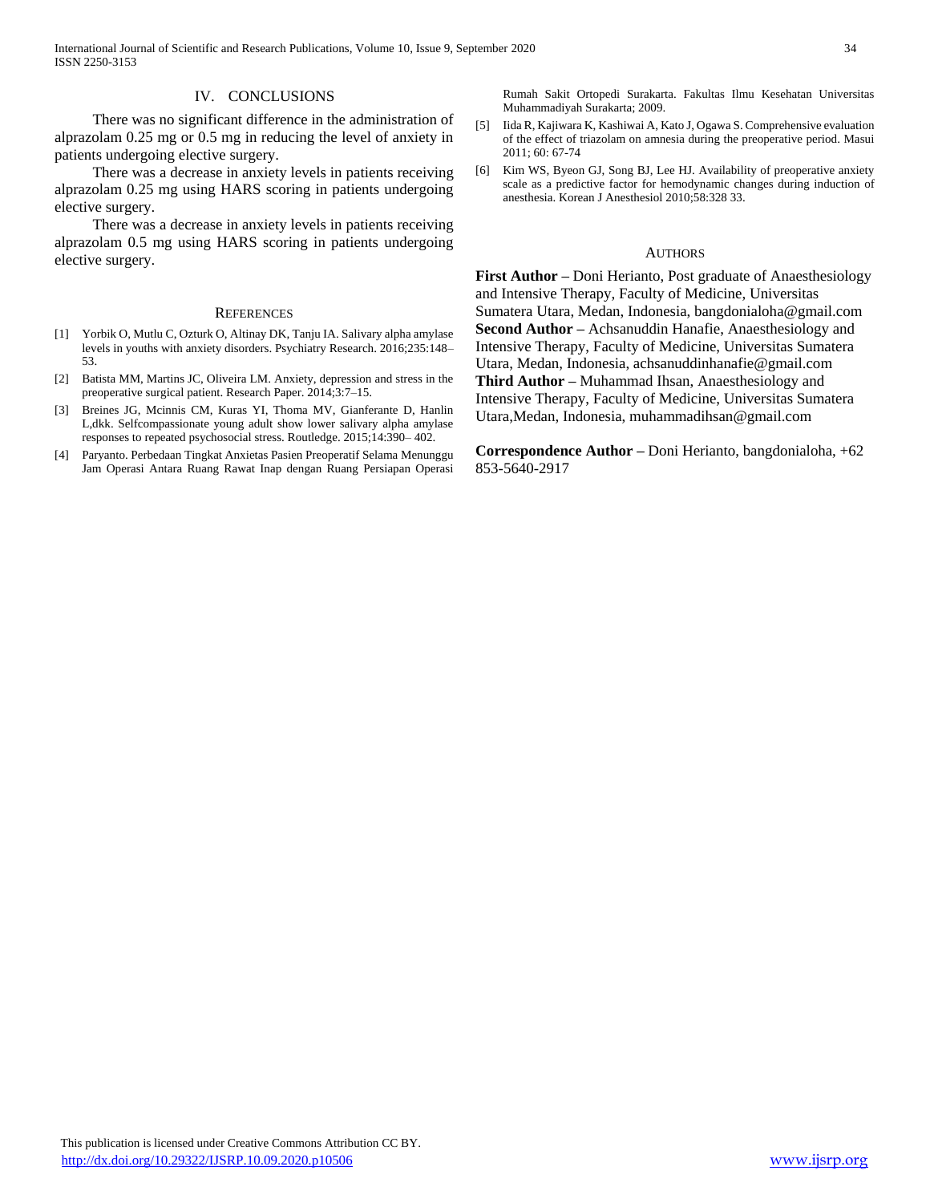## IV. CONCLUSIONS

There was no significant difference in the administration of alprazolam 0.25 mg or 0.5 mg in reducing the level of anxiety in patients undergoing elective surgery.

There was a decrease in anxiety levels in patients receiving alprazolam 0.25 mg using HARS scoring in patients undergoing elective surgery.

There was a decrease in anxiety levels in patients receiving alprazolam 0.5 mg using HARS scoring in patients undergoing elective surgery.

## REFERENCES

[1] Yorbik O, Mutlu C, Ozturk O, Altinay DK, Tanju IA. Salivary alpha amylase levels in youths with anxiety disorders. Psychiatry Research. 2016;235:148–53.

[2] Batista MM, Martins JC, Oliveira LM. Anxiety, depression and stress in the preoperative surgical patient. Research Paper. 2014;3:7–15.

[3] Breines JG, Mcinnis CM, Kuras YI, Thoma MV, Gianferante D, Hanlin L,dkk. Selfcompassionate young adult show lower salivary alpha amylase responses to repeated psychosocial stress. Routledge. 2015;14:390– 402.

[4] Paryanto. Perbedaan Tingkat Anxietas Pasien Preoperatif Selama Menunggu Jam Operasi Antara Ruang Rawat Inap dengan Ruang Persiapan Operasi Rumah Sakit Ortopedi Surakarta. Fakultas Ilmu Kesehatan Universitas Muhammadiyah Surakarta; 2009.

[5] Iida R, Kajiwara K, Kashiwai A, Kato J, Ogawa S. Comprehensive evaluation of the effect of triazolam on amnesia during the preoperative period. Masui 2011; 60: 67-74

[6] Kim WS, Byeon GJ, Song BJ, Lee HJ. Availability of preoperative anxiety scale as a predictive factor for hemodynamic changes during induction of anesthesia. Korean J Anesthesiol 2010;58:328 33.

## AUTHORS

**First Author –** Doni Herianto, Post graduate of Anaesthesiology and Intensive Therapy, Faculty of Medicine, Universitas Sumatera Utara, Medan, Indonesia, bangdonialoha@gmail.com
**Second Author –** Achsanuddin Hanafie, Anaesthesiology and Intensive Therapy, Faculty of Medicine, Universitas Sumatera Utara, Medan, Indonesia, achsanuddinhanafie@gmail.com
**Third Author –** Muhammad Ihsan, Anaesthesiology and Intensive Therapy, Faculty of Medicine, Universitas Sumatera Utara,Medan, Indonesia, muhammadihsan@gmail.com

**Correspondence Author –** Doni Herianto, bangdonialoha, +62 853-5640-2917